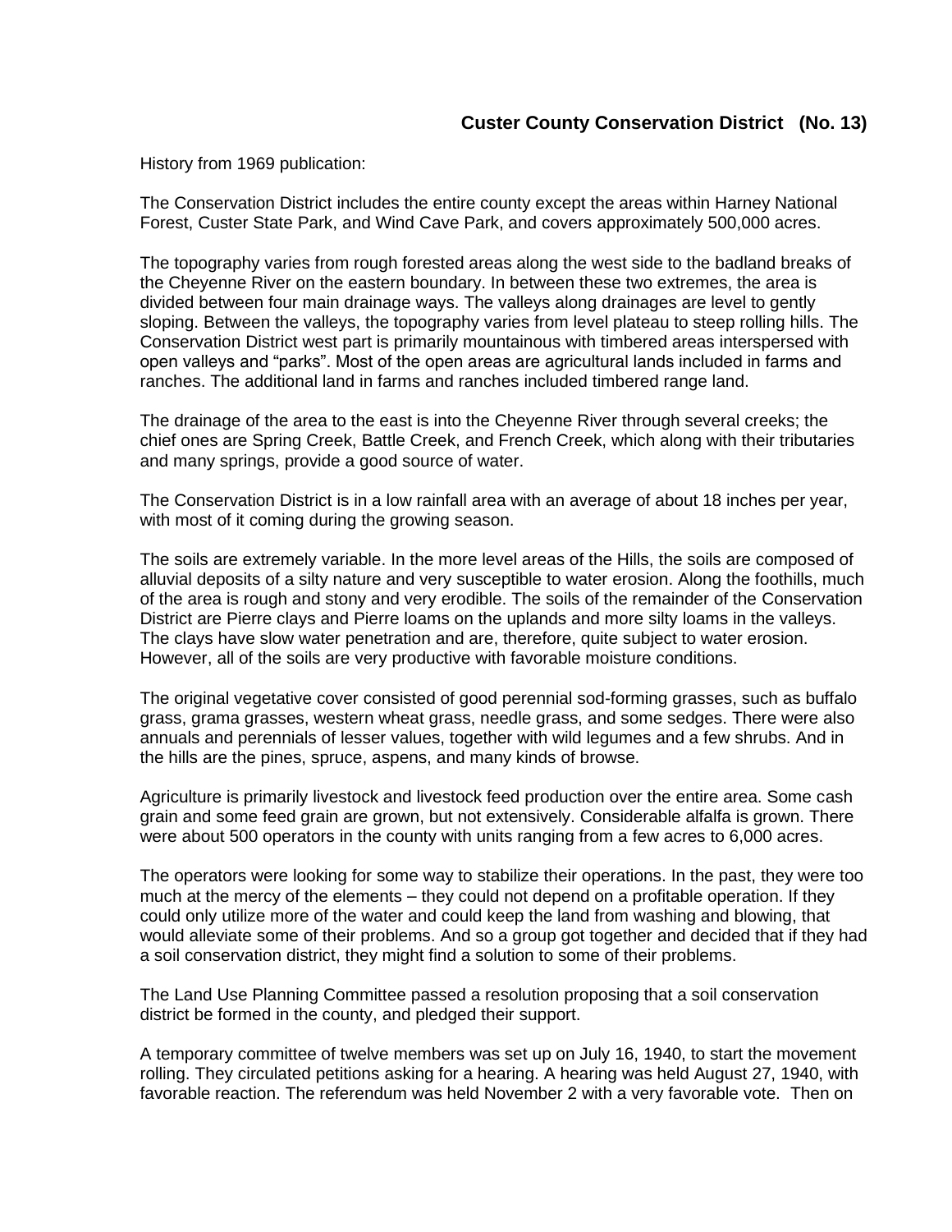## Custer County Conservation District (No. 13)

History from 1969 publication:

The Conservation District includes the entire county except the areas within Harney National Forest, Custer State Park, and Wind Cave Park, and covers approximately 500,000 acres.

The topography varies from rough forested areas along the west side to the badland breaks of the Cheyenne River on the eastern boundary. In between these two extremes, the area is divided between four main drainage ways. The valleys along drainages are level to gently sloping. Between the valleys, the topography varies from level plateau to steep rolling hills. The Conservation District west part is primarily mountainous with timbered areas interspersed with open valleys and "parks". Most of the open areas are agricultural lands included in farms and ranches. The additional land in farms and ranches included timbered range land.

The drainage of the area to the east is into the Cheyenne River through several creeks; the chief ones are Spring Creek, Battle Creek, and French Creek, which along with their tributaries and many springs, provide a good source of water.

The Conservation District is in a low rainfall area with an average of about 18 inches per year, with most of it coming during the growing season.

The soils are extremely variable. In the more level areas of the Hills, the soils are composed of alluvial deposits of a silty nature and very susceptible to water erosion. Along the foothills, much of the area is rough and stony and very erodible. The soils of the remainder of the Conservation District are Pierre clays and Pierre loams on the uplands and more silty loams in the valleys. The clays have slow water penetration and are, therefore, quite subject to water erosion. However, all of the soils are very productive with favorable moisture conditions.

The original vegetative cover consisted of good perennial sod-forming grasses, such as buffalo grass, grama grasses, western wheat grass, needle grass, and some sedges. There were also annuals and perennials of lesser values, together with wild legumes and a few shrubs. And in the hills are the pines, spruce, aspens, and many kinds of browse.

Agriculture is primarily livestock and livestock feed production over the entire area. Some cash grain and some feed grain are grown, but not extensively. Considerable alfalfa is grown. There were about 500 operators in the county with units ranging from a few acres to 6,000 acres.

The operators were looking for some way to stabilize their operations. In the past, they were too much at the mercy of the elements – they could not depend on a profitable operation. If they could only utilize more of the water and could keep the land from washing and blowing, that would alleviate some of their problems. And so a group got together and decided that if they had a soil conservation district, they might find a solution to some of their problems.

The Land Use Planning Committee passed a resolution proposing that a soil conservation district be formed in the county, and pledged their support.

A temporary committee of twelve members was set up on July 16, 1940, to start the movement rolling. They circulated petitions asking for a hearing. A hearing was held August 27, 1940, with favorable reaction. The referendum was held November 2 with a very favorable vote. Then on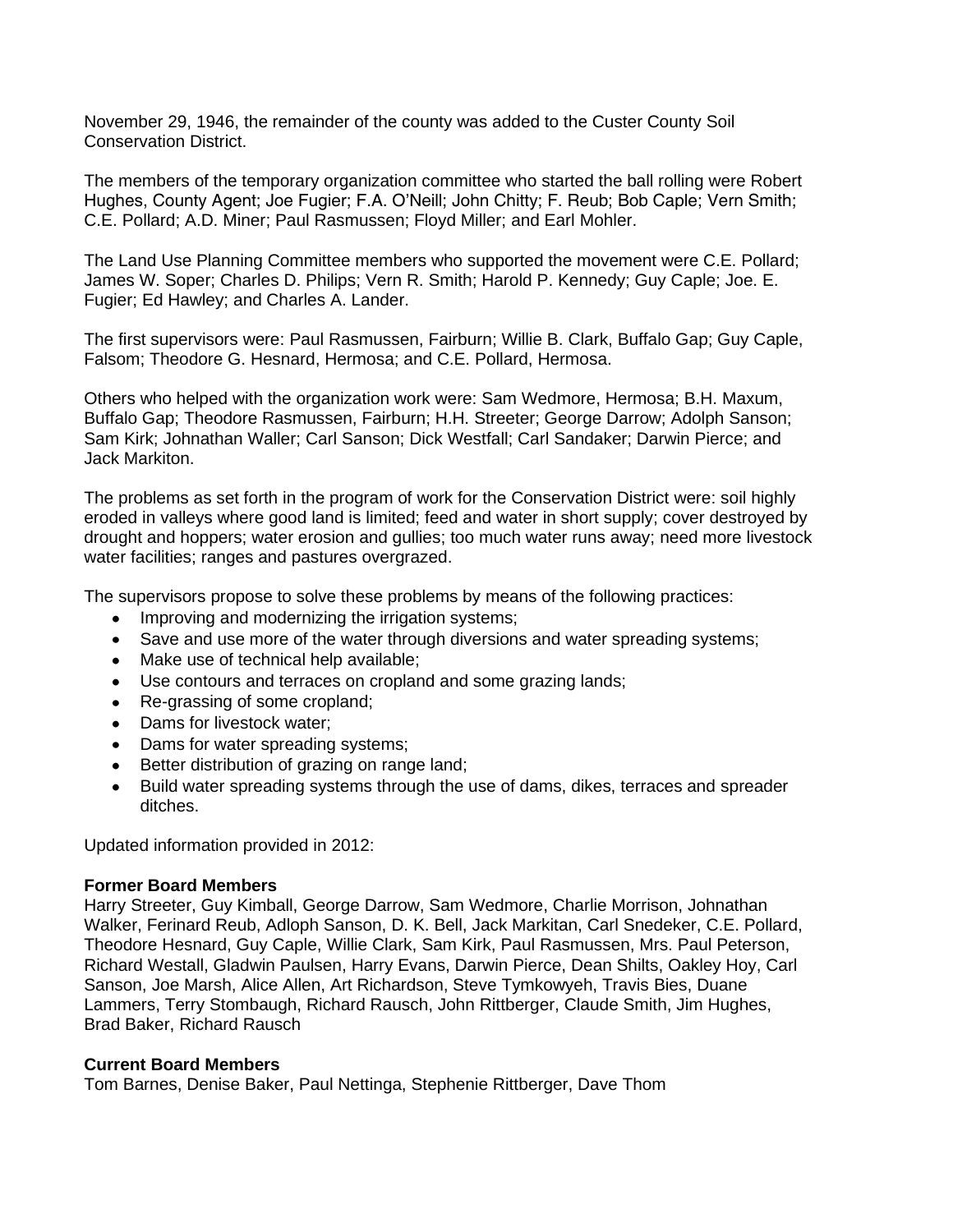November 29, 1946, the remainder of the county was added to the Custer County Soil Conservation District.

The members of the temporary organization committee who started the ball rolling were Robert Hughes, County Agent; Joe Fugier; F.A. O'Neill; John Chitty; F. Reub; Bob Caple; Vern Smith; C.E. Pollard; A.D. Miner; Paul Rasmussen; Floyd Miller; and Earl Mohler.

The Land Use Planning Committee members who supported the movement were C.E. Pollard; James W. Soper; Charles D. Philips; Vern R. Smith; Harold P. Kennedy; Guy Caple; Joe. E. Fugier; Ed Hawley; and Charles A. Lander.

The first supervisors were: Paul Rasmussen, Fairburn; Willie B. Clark, Buffalo Gap; Guy Caple, Falsom; Theodore G. Hesnard, Hermosa; and C.E. Pollard, Hermosa.

Others who helped with the organization work were: Sam Wedmore, Hermosa; B.H. Maxum, Buffalo Gap; Theodore Rasmussen, Fairburn; H.H. Streeter; George Darrow; Adolph Sanson; Sam Kirk; Johnathan Waller; Carl Sanson; Dick Westfall; Carl Sandaker; Darwin Pierce; and Jack Markiton.

The problems as set forth in the program of work for the Conservation District were: soil highly eroded in valleys where good land is limited; feed and water in short supply; cover destroyed by drought and hoppers; water erosion and gullies; too much water runs away; need more livestock water facilities; ranges and pastures overgrazed.

The supervisors propose to solve these problems by means of the following practices:

- Improving and modernizing the irrigation systems;
- Save and use more of the water through diversions and water spreading systems;
- Make use of technical help available;
- Use contours and terraces on cropland and some grazing lands;
- Re-grassing of some cropland;
- Dams for livestock water;
- Dams for water spreading systems;
- Better distribution of grazing on range land;
- Build water spreading systems through the use of dams, dikes, terraces and spreader ditches.

Updated information provided in 2012:

**Former Board Members**
Harry Streeter, Guy Kimball, George Darrow, Sam Wedmore, Charlie Morrison, Johnathan Walker, Ferinard Reub, Adloph Sanson, D. K. Bell, Jack Markitan, Carl Snedeker, C.E. Pollard, Theodore Hesnard, Guy Caple, Willie Clark, Sam Kirk, Paul Rasmussen, Mrs. Paul Peterson, Richard Westall, Gladwin Paulsen, Harry Evans, Darwin Pierce, Dean Shilts, Oakley Hoy, Carl Sanson, Joe Marsh, Alice Allen, Art Richardson, Steve Tymkowyeh, Travis Bies, Duane Lammers, Terry Stombaugh, Richard Rausch, John Rittberger, Claude Smith, Jim Hughes, Brad Baker, Richard Rausch

**Current Board Members**
Tom Barnes, Denise Baker, Paul Nettinga, Stephenie Rittberger, Dave Thom